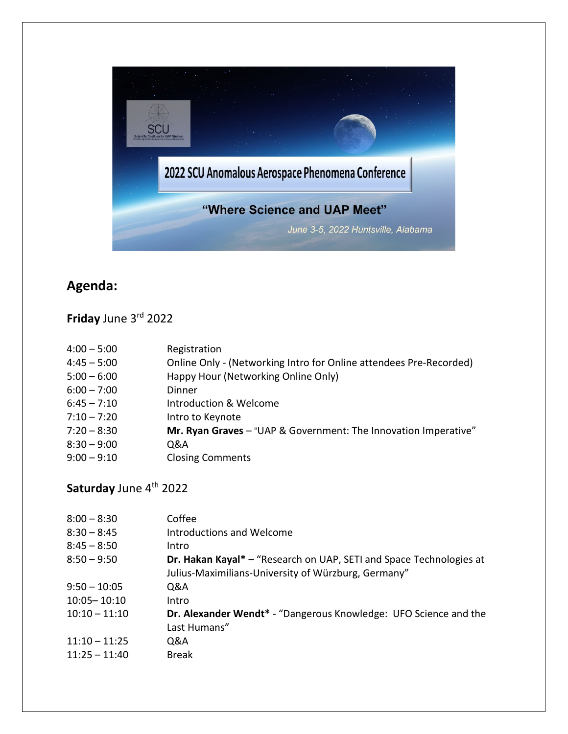SCU
Scientific Coalition for UAP Studies

# 2022 SCU Anomalous Aerospace Phenomena Conference

**"Where Science and UAP Meet"**

*June 3-5, 2022 Huntsville, Alabama*

## Agenda:

### **Friday** June 3rd 2022

| | |
|---|---|
| 4:00 – 5:00 | Registration |
| 4:45 – 5:00 | Online Only - (Networking Intro for Online attendees Pre-Recorded) |
| 5:00 – 6:00 | Happy Hour (Networking Online Only) |
| 6:00 – 7:00 | Dinner |
| 6:45 – 7:10 | Introduction & Welcome |
| 7:10 – 7:20 | Intro to Keynote |
| 7:20 – 8:30 | **Mr. Ryan Graves** – "UAP & Government: The Innovation Imperative" |
| 8:30 – 9:00 | Q&A |
| 9:00 – 9:10 | Closing Comments |

### **Saturday** June 4th 2022

| | |
|---|---|
| 8:00 – 8:30 | Coffee |
| 8:30 – 8:45 | Introductions and Welcome |
| 8:45 – 8:50 | Intro |
| 8:50 – 9:50 | **Dr. Hakan Kayal*** – "Research on UAP, SETI and Space Technologies at Julius-Maximilians-University of Würzburg, Germany" |
| 9:50 – 10:05 | Q&A |
| 10:05– 10:10 | Intro |
| 10:10 – 11:10 | **Dr. Alexander Wendt*** - "Dangerous Knowledge: UFO Science and the Last Humans" |
| 11:10 – 11:25 | Q&A |
| 11:25 – 11:40 | Break |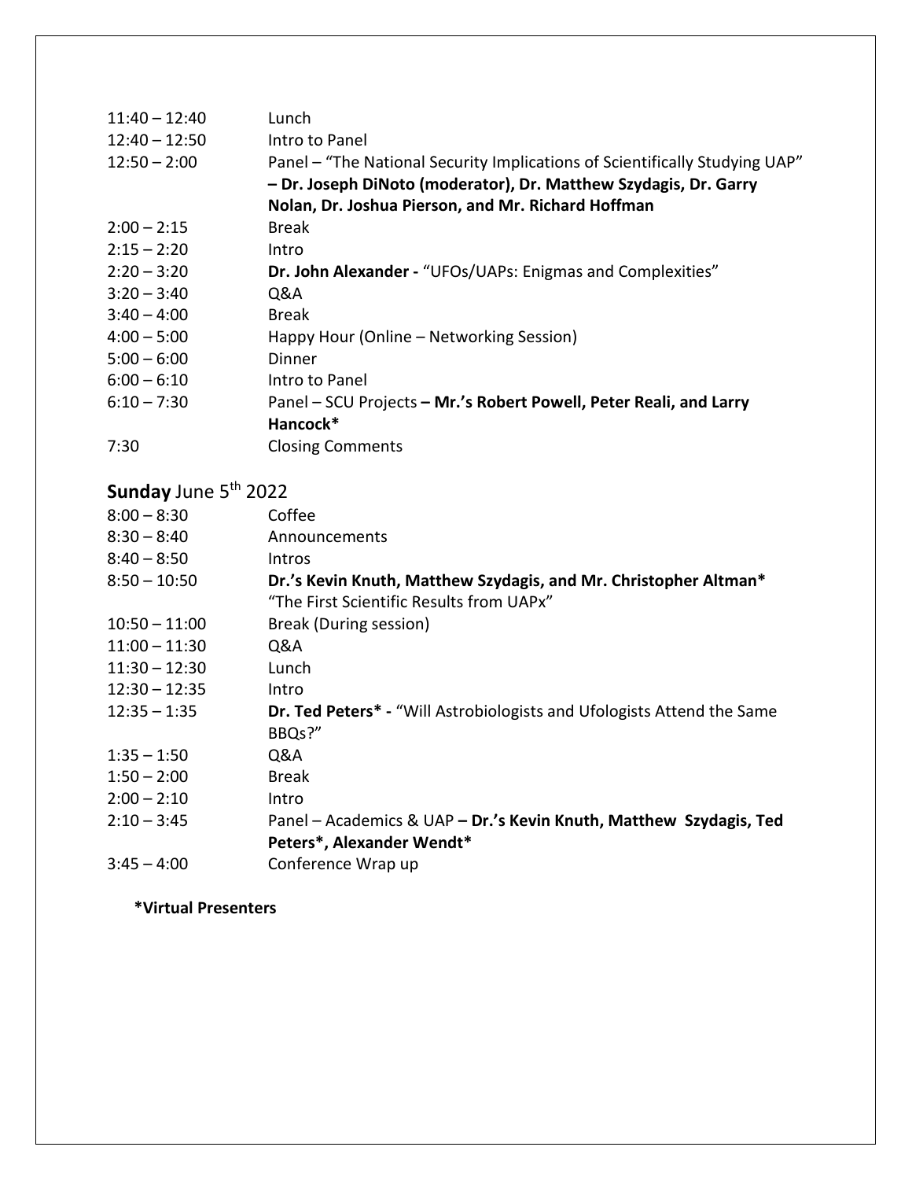| | |
|---|---|
| 11:40 – 12:40 | Lunch |
| 12:40 – 12:50 | Intro to Panel |
| 12:50 – 2:00 | Panel – "The National Security Implications of Scientifically Studying UAP" **– Dr. Joseph DiNoto (moderator), Dr. Matthew Szydagis, Dr. Garry Nolan, Dr. Joshua Pierson, and Mr. Richard Hoffman** |
| 2:00 – 2:15 | Break |
| 2:15 – 2:20 | Intro |
| 2:20 – 3:20 | **Dr. John Alexander -** "UFOs/UAPs: Enigmas and Complexities" |
| 3:20 – 3:40 | Q&A |
| 3:40 – 4:00 | Break |
| 4:00 – 5:00 | Happy Hour (Online – Networking Session) |
| 5:00 – 6:00 | Dinner |
| 6:00 – 6:10 | Intro to Panel |
| 6:10 – 7:30 | Panel – SCU Projects **– Mr.'s Robert Powell, Peter Reali, and Larry Hancock*** |
| 7:30 | Closing Comments |

## **Sunday** June 5th 2022

| | |
|---|---|
| 8:00 – 8:30 | Coffee |
| 8:30 – 8:40 | Announcements |
| 8:40 – 8:50 | Intros |
| 8:50 – 10:50 | **Dr.'s Kevin Knuth, Matthew Szydagis, and Mr. Christopher Altman*** "The First Scientific Results from UAPx" |
| 10:50 – 11:00 | Break (During session) |
| 11:00 – 11:30 | Q&A |
| 11:30 – 12:30 | Lunch |
| 12:30 – 12:35 | Intro |
| 12:35 – 1:35 | **Dr. Ted Peters* -** "Will Astrobiologists and Ufologists Attend the Same BBQs?" |
| 1:35 – 1:50 | Q&A |
| 1:50 – 2:00 | Break |
| 2:00 – 2:10 | Intro |
| 2:10 – 3:45 | Panel – Academics & UAP **– Dr.'s Kevin Knuth, Matthew Szydagis, Ted Peters*, Alexander Wendt*** |
| 3:45 – 4:00 | Conference Wrap up |

**\*Virtual Presenters**